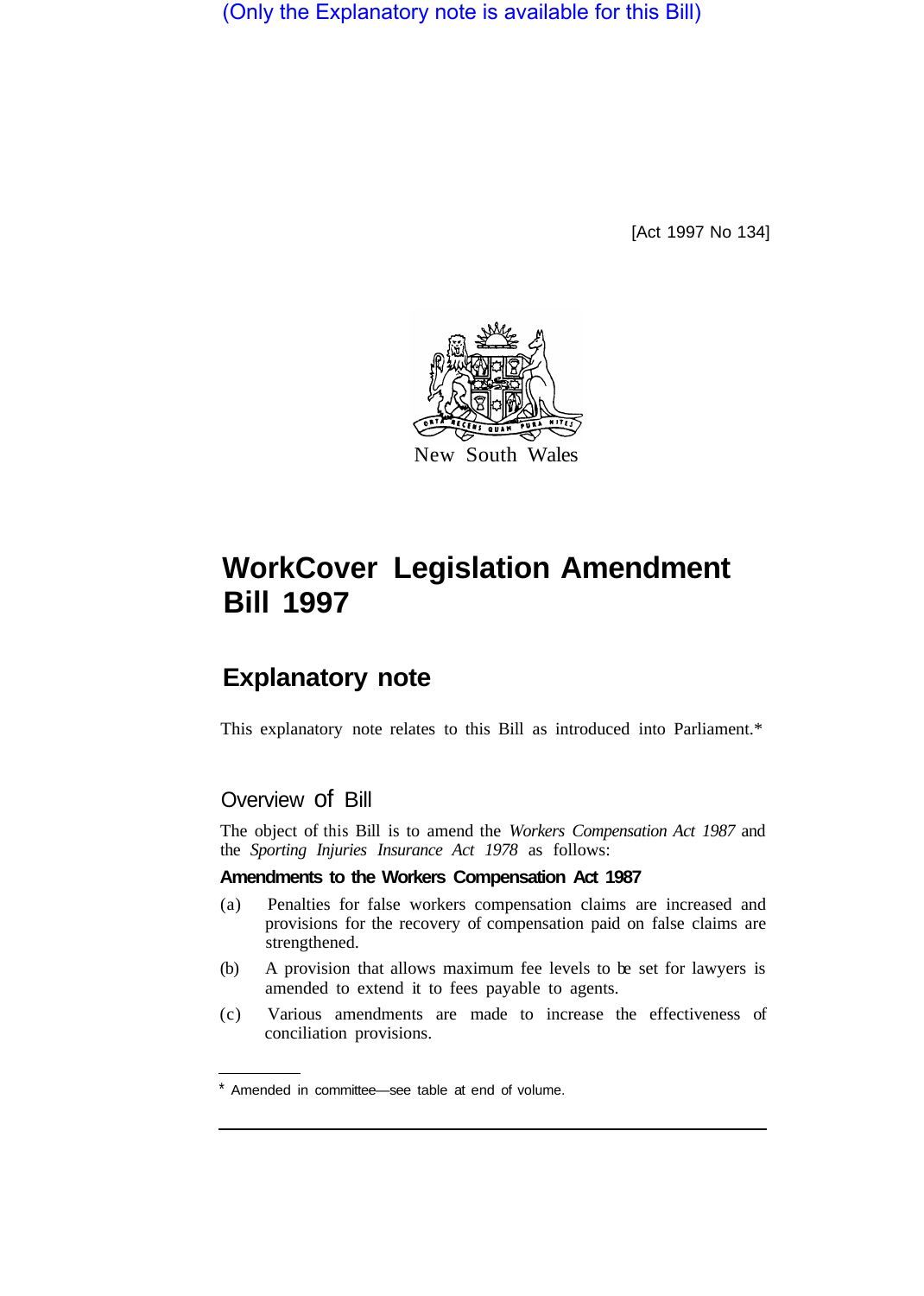(Only the Explanatory note is available for this Bill)

[Act 1997 No 134]

New South Wales

# WorkCover Legislation Amendment Bill 1997

## Explanatory note

This explanatory note relates to this Bill as introduced into Parliament.*

### Overview of Bill

The object of this Bill is to amend the *Workers Compensation Act 1987* and the *Sporting Injuries Insurance Act 1978* as follows:

**Amendments to the Workers Compensation Act 1987**

(a) Penalties for false workers compensation claims are increased and provisions for the recovery of compensation paid on false claims are strengthened.

(b) A provision that allows maximum fee levels to be set for lawyers is amended to extend it to fees payable to agents.

(c) Various amendments are made to increase the effectiveness of conciliation provisions.

* Amended in committee—see table at end of volume.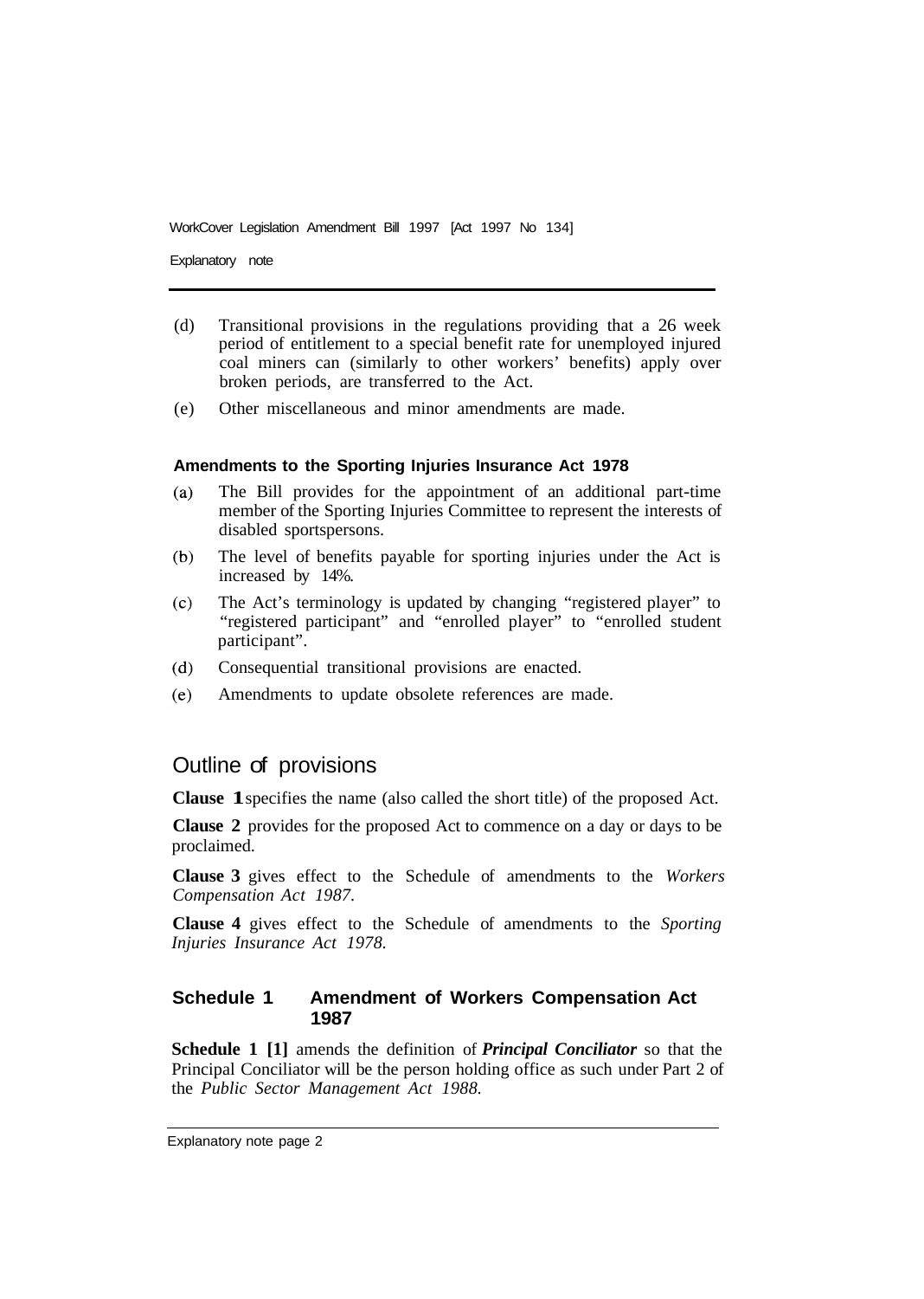(d) Transitional provisions in the regulations providing that a 26 week period of entitlement to a special benefit rate for unemployed injured coal miners can (similarly to other workers' benefits) apply over broken periods, are transferred to the Act.

(e) Other miscellaneous and minor amendments are made.

#### Amendments to the Sporting Injuries Insurance Act 1978

(a) The Bill provides for the appointment of an additional part-time member of the Sporting Injuries Committee to represent the interests of disabled sportspersons.

(b) The level of benefits payable for sporting injuries under the Act is increased by 14%.

(c) The Act's terminology is updated by changing "registered player" to "registered participant" and "enrolled player" to "enrolled student participant".

(d) Consequential transitional provisions are enacted.

(e) Amendments to update obsolete references are made.

## Outline of provisions

**Clause 1** specifies the name (also called the short title) of the proposed Act.

**Clause 2** provides for the proposed Act to commence on a day or days to be proclaimed.

**Clause 3** gives effect to the Schedule of amendments to the *Workers Compensation Act 1987*.

**Clause 4** gives effect to the Schedule of amendments to the *Sporting Injuries Insurance Act 1978*.

### Schedule 1 Amendment of Workers Compensation Act 1987

**Schedule 1 [1]** amends the definition of ***Principal Conciliator*** so that the Principal Conciliator will be the person holding office as such under Part 2 of the *Public Sector Management Act 1988*.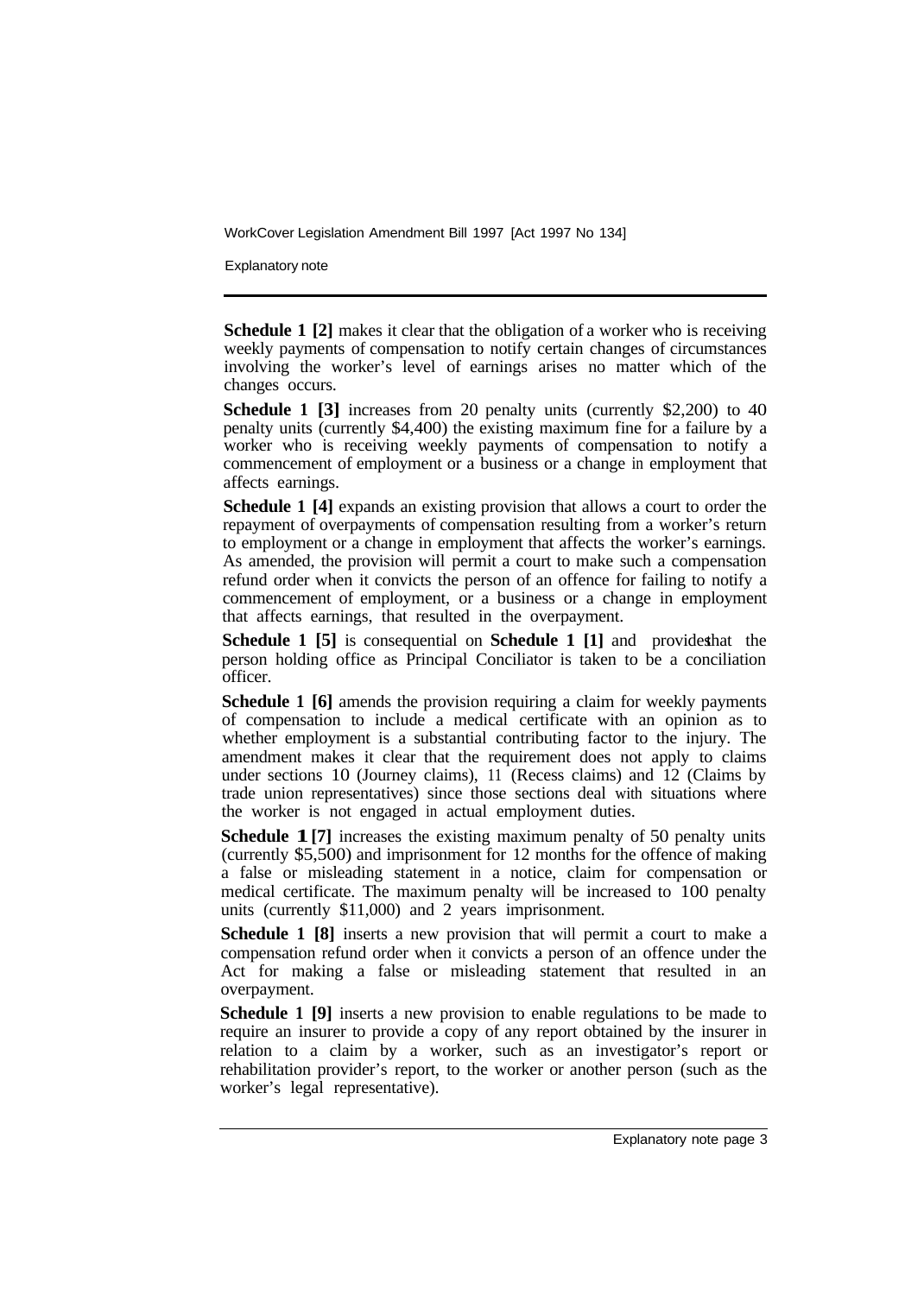**Schedule 1 [2]** makes it clear that the obligation of a worker who is receiving weekly payments of compensation to notify certain changes of circumstances involving the worker's level of earnings arises no matter which of the changes occurs.

**Schedule 1 [3]** increases from 20 penalty units (currently $2,200) to 40 penalty units (currently $4,400) the existing maximum fine for a failure by a worker who is receiving weekly payments of compensation to notify a commencement of employment or a business or a change in employment that affects earnings.

**Schedule 1 [4]** expands an existing provision that allows a court to order the repayment of overpayments of compensation resulting from a worker's return to employment or a change in employment that affects the worker's earnings. As amended, the provision will permit a court to make such a compensation refund order when it convicts the person of an offence for failing to notify a commencement of employment, or a business or a change in employment that affects earnings, that resulted in the overpayment.

**Schedule 1 [5]** is consequential on **Schedule 1 [1]** and provides that the person holding office as Principal Conciliator is taken to be a conciliation officer.

**Schedule 1 [6]** amends the provision requiring a claim for weekly payments of compensation to include a medical certificate with an opinion as to whether employment is a substantial contributing factor to the injury. The amendment makes it clear that the requirement does not apply to claims under sections 10 (Journey claims), 11 (Recess claims) and 12 (Claims by trade union representatives) since those sections deal with situations where the worker is not engaged in actual employment duties.

**Schedule 1 [7]** increases the existing maximum penalty of 50 penalty units (currently $5,500) and imprisonment for 12 months for the offence of making a false or misleading statement in a notice, claim for compensation or medical certificate. The maximum penalty will be increased to 100 penalty units (currently $11,000) and 2 years imprisonment.

**Schedule 1 [8]** inserts a new provision that will permit a court to make a compensation refund order when it convicts a person of an offence under the Act for making a false or misleading statement that resulted in an overpayment.

**Schedule 1 [9]** inserts a new provision to enable regulations to be made to require an insurer to provide a copy of any report obtained by the insurer in relation to a claim by a worker, such as an investigator's report or rehabilitation provider's report, to the worker or another person (such as the worker's legal representative).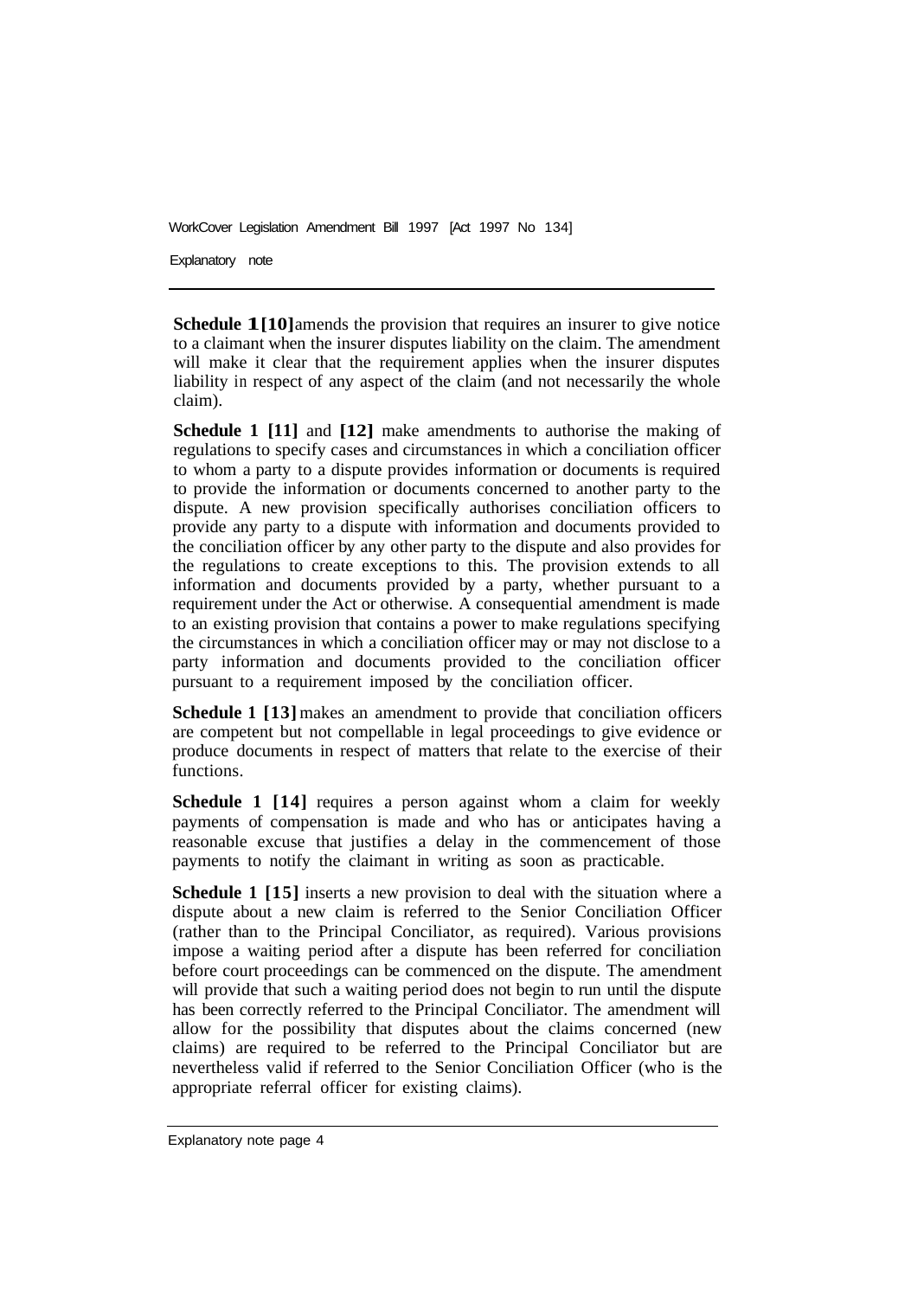**Schedule 1 [10]** amends the provision that requires an insurer to give notice to a claimant when the insurer disputes liability on the claim. The amendment will make it clear that the requirement applies when the insurer disputes liability in respect of any aspect of the claim (and not necessarily the whole claim).

**Schedule 1 [11]** and **[12]** make amendments to authorise the making of regulations to specify cases and circumstances in which a conciliation officer to whom a party to a dispute provides information or documents is required to provide the information or documents concerned to another party to the dispute. A new provision specifically authorises conciliation officers to provide any party to a dispute with information and documents provided to the conciliation officer by any other party to the dispute and also provides for the regulations to create exceptions to this. The provision extends to all information and documents provided by a party, whether pursuant to a requirement under the Act or otherwise. A consequential amendment is made to an existing provision that contains a power to make regulations specifying the circumstances in which a conciliation officer may or may not disclose to a party information and documents provided to the conciliation officer pursuant to a requirement imposed by the conciliation officer.

**Schedule 1 [13]** makes an amendment to provide that conciliation officers are competent but not compellable in legal proceedings to give evidence or produce documents in respect of matters that relate to the exercise of their functions.

**Schedule 1 [14]** requires a person against whom a claim for weekly payments of compensation is made and who has or anticipates having a reasonable excuse that justifies a delay in the commencement of those payments to notify the claimant in writing as soon as practicable.

**Schedule 1 [15]** inserts a new provision to deal with the situation where a dispute about a new claim is referred to the Senior Conciliation Officer (rather than to the Principal Conciliator, as required). Various provisions impose a waiting period after a dispute has been referred for conciliation before court proceedings can be commenced on the dispute. The amendment will provide that such a waiting period does not begin to run until the dispute has been correctly referred to the Principal Conciliator. The amendment will allow for the possibility that disputes about the claims concerned (new claims) are required to be referred to the Principal Conciliator but are nevertheless valid if referred to the Senior Conciliation Officer (who is the appropriate referral officer for existing claims).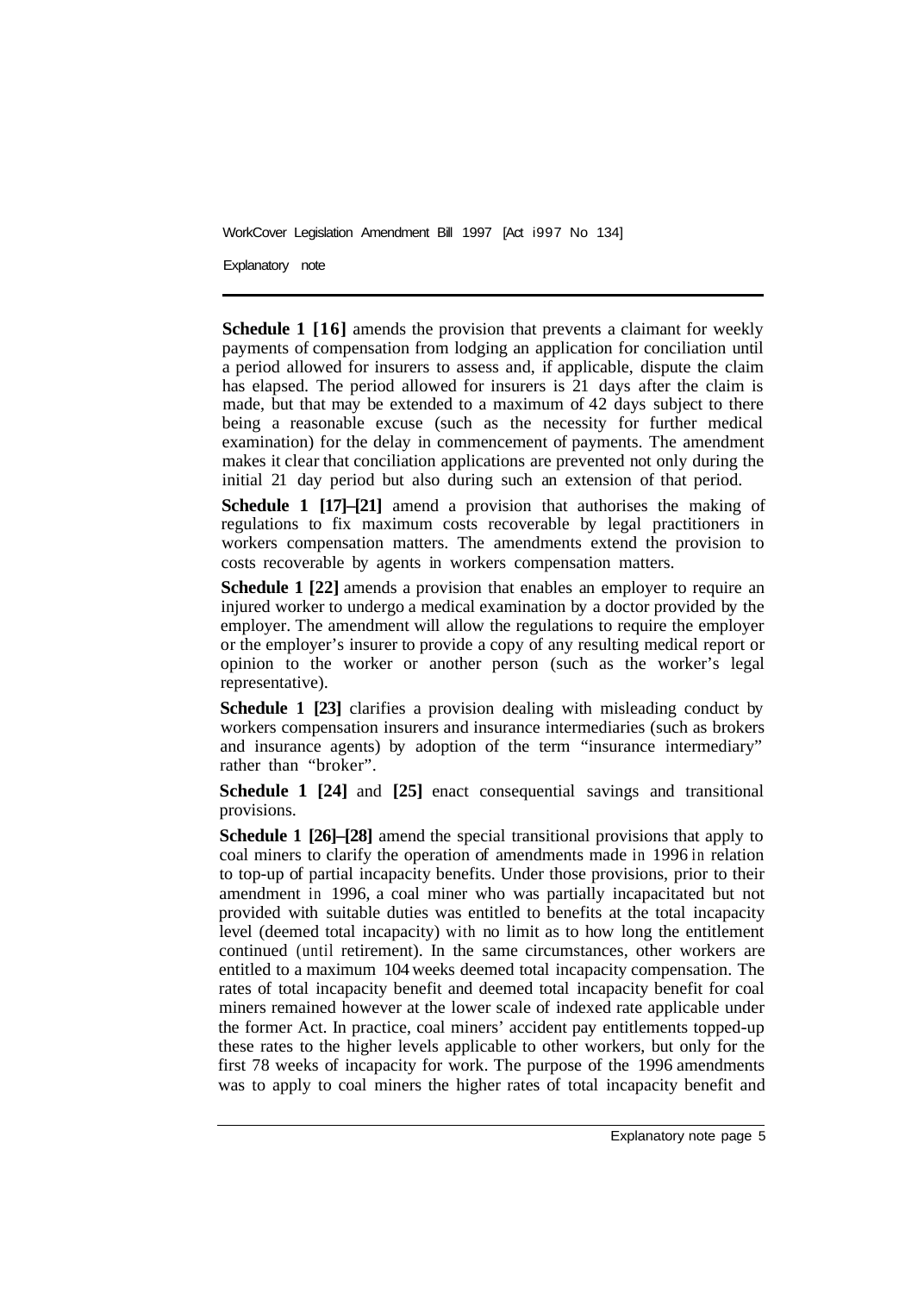**Schedule 1 [16]** amends the provision that prevents a claimant for weekly payments of compensation from lodging an application for conciliation until a period allowed for insurers to assess and, if applicable, dispute the claim has elapsed. The period allowed for insurers is 21 days after the claim is made, but that may be extended to a maximum of 42 days subject to there being a reasonable excuse (such as the necessity for further medical examination) for the delay in commencement of payments. The amendment makes it clear that conciliation applications are prevented not only during the initial 21 day period but also during such an extension of that period.

**Schedule 1 [17]–[21]** amend a provision that authorises the making of regulations to fix maximum costs recoverable by legal practitioners in workers compensation matters. The amendments extend the provision to costs recoverable by agents in workers compensation matters.

**Schedule 1 [22]** amends a provision that enables an employer to require an injured worker to undergo a medical examination by a doctor provided by the employer. The amendment will allow the regulations to require the employer or the employer's insurer to provide a copy of any resulting medical report or opinion to the worker or another person (such as the worker's legal representative).

**Schedule 1 [23]** clarifies a provision dealing with misleading conduct by workers compensation insurers and insurance intermediaries (such as brokers and insurance agents) by adoption of the term "insurance intermediary" rather than "broker".

**Schedule 1 [24]** and **[25]** enact consequential savings and transitional provisions.

**Schedule 1 [26]–[28]** amend the special transitional provisions that apply to coal miners to clarify the operation of amendments made in 1996 in relation to top-up of partial incapacity benefits. Under those provisions, prior to their amendment in 1996, a coal miner who was partially incapacitated but not provided with suitable duties was entitled to benefits at the total incapacity level (deemed total incapacity) with no limit as to how long the entitlement continued (until retirement). In the same circumstances, other workers are entitled to a maximum 104 weeks deemed total incapacity compensation. The rates of total incapacity benefit and deemed total incapacity benefit for coal miners remained however at the lower scale of indexed rate applicable under the former Act. In practice, coal miners' accident pay entitlements topped-up these rates to the higher levels applicable to other workers, but only for the first 78 weeks of incapacity for work. The purpose of the 1996 amendments was to apply to coal miners the higher rates of total incapacity benefit and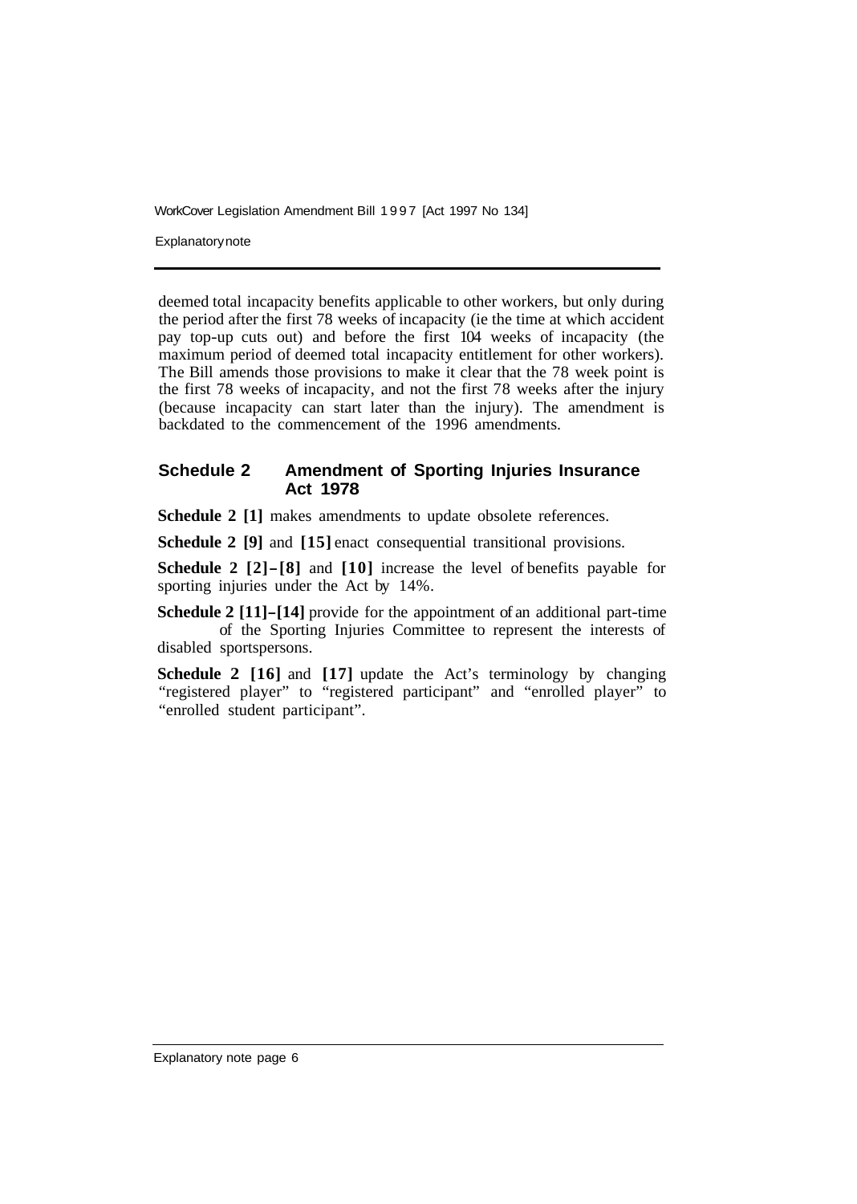deemed total incapacity benefits applicable to other workers, but only during the period after the first 78 weeks of incapacity (ie the time at which accident pay top-up cuts out) and before the first 104 weeks of incapacity (the maximum period of deemed total incapacity entitlement for other workers). The Bill amends those provisions to make it clear that the 78 week point is the first 78 weeks of incapacity, and not the first 78 weeks after the injury (because incapacity can start later than the injury). The amendment is backdated to the commencement of the 1996 amendments.

## Schedule 2 Amendment of Sporting Injuries Insurance Act 1978

**Schedule 2 [1]** makes amendments to update obsolete references.

**Schedule 2 [9]** and **[15]** enact consequential transitional provisions.

**Schedule 2 [2]–[8]** and **[10]** increase the level of benefits payable for sporting injuries under the Act by 14%.

**Schedule 2 [11]–[14]** provide for the appointment of an additional part-time of the Sporting Injuries Committee to represent the interests of disabled sportspersons.

**Schedule 2 [16]** and **[17]** update the Act's terminology by changing "registered player" to "registered participant" and "enrolled player" to "enrolled student participant".